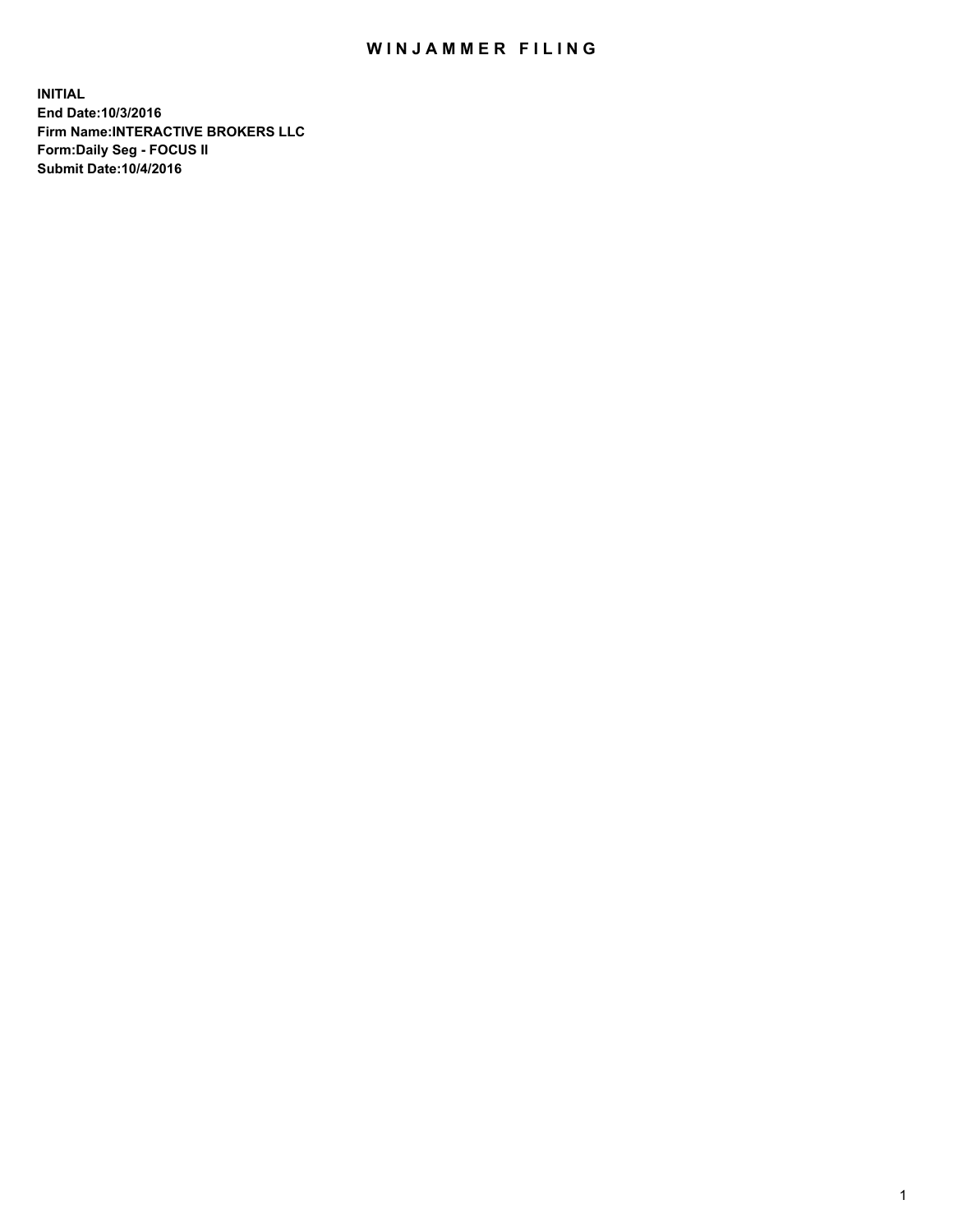# WINJAMMER FILING

**INITIAL**
**End Date:10/3/2016**
**Firm Name:INTERACTIVE BROKERS LLC**
**Form:Daily Seg - FOCUS II**
**Submit Date:10/4/2016**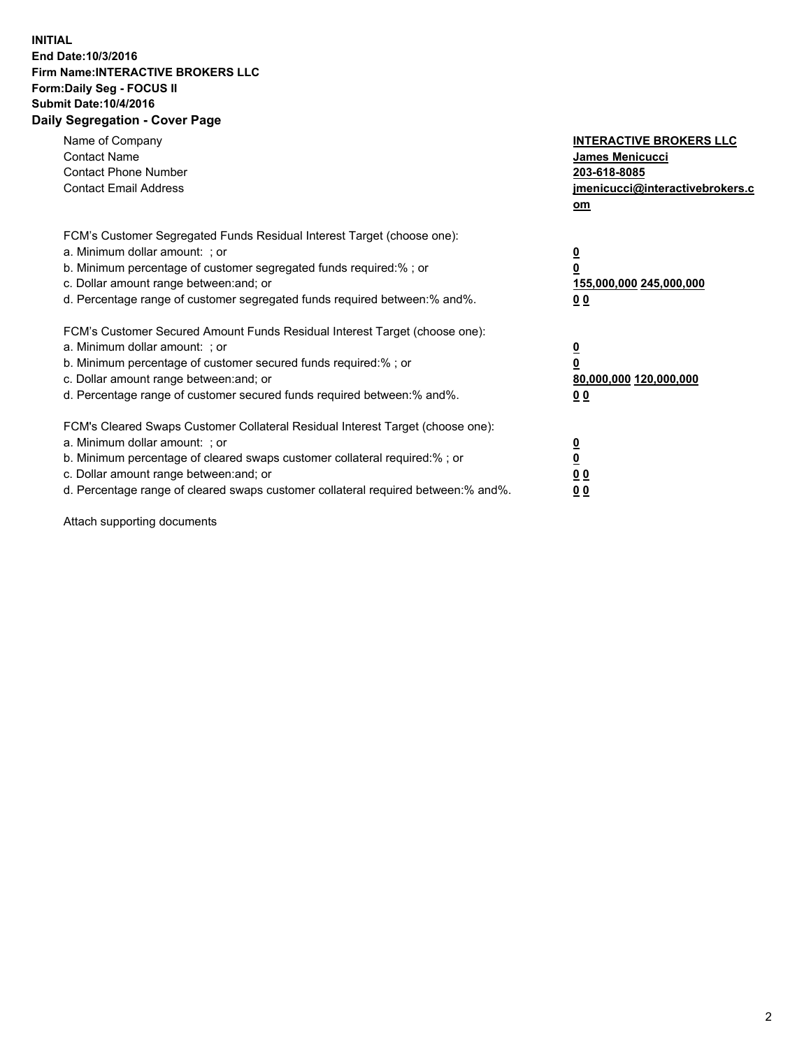**INITIAL**
**End Date:10/3/2016**
**Firm Name:INTERACTIVE BROKERS LLC**
**Form:Daily Seg - FOCUS II**
**Submit Date:10/4/2016**

## Daily Segregation - Cover Page

| | |
|---|---|
| Name of Company | **INTERACTIVE BROKERS LLC** |
| Contact Name | **James Menicucci** |
| Contact Phone Number | **203-618-8085** |
| Contact Email Address | **jmenicucci@interactivebrokers.com** |

| | |
|---|---|
| FCM's Customer Segregated Funds Residual Interest Target (choose one): | |
| a. Minimum dollar amount: ; or | **0** |
| b. Minimum percentage of customer segregated funds required:% ; or | **0** |
| c. Dollar amount range between:and; or | **155,000,000 245,000,000** |
| d. Percentage range of customer segregated funds required between:% and%. | **0 0** |
| FCM's Customer Secured Amount Funds Residual Interest Target (choose one): | |
| a. Minimum dollar amount: ; or | **0** |
| b. Minimum percentage of customer secured funds required:% ; or | **0** |
| c. Dollar amount range between:and; or | **80,000,000 120,000,000** |
| d. Percentage range of customer secured funds required between:% and%. | **0 0** |
| FCM's Cleared Swaps Customer Collateral Residual Interest Target (choose one): | |
| a. Minimum dollar amount: ; or | **0** |
| b. Minimum percentage of cleared swaps customer collateral required:% ; or | **0** |
| c. Dollar amount range between:and; or | **0 0** |
| d. Percentage range of cleared swaps customer collateral required between:% and%. | **0 0** |

Attach supporting documents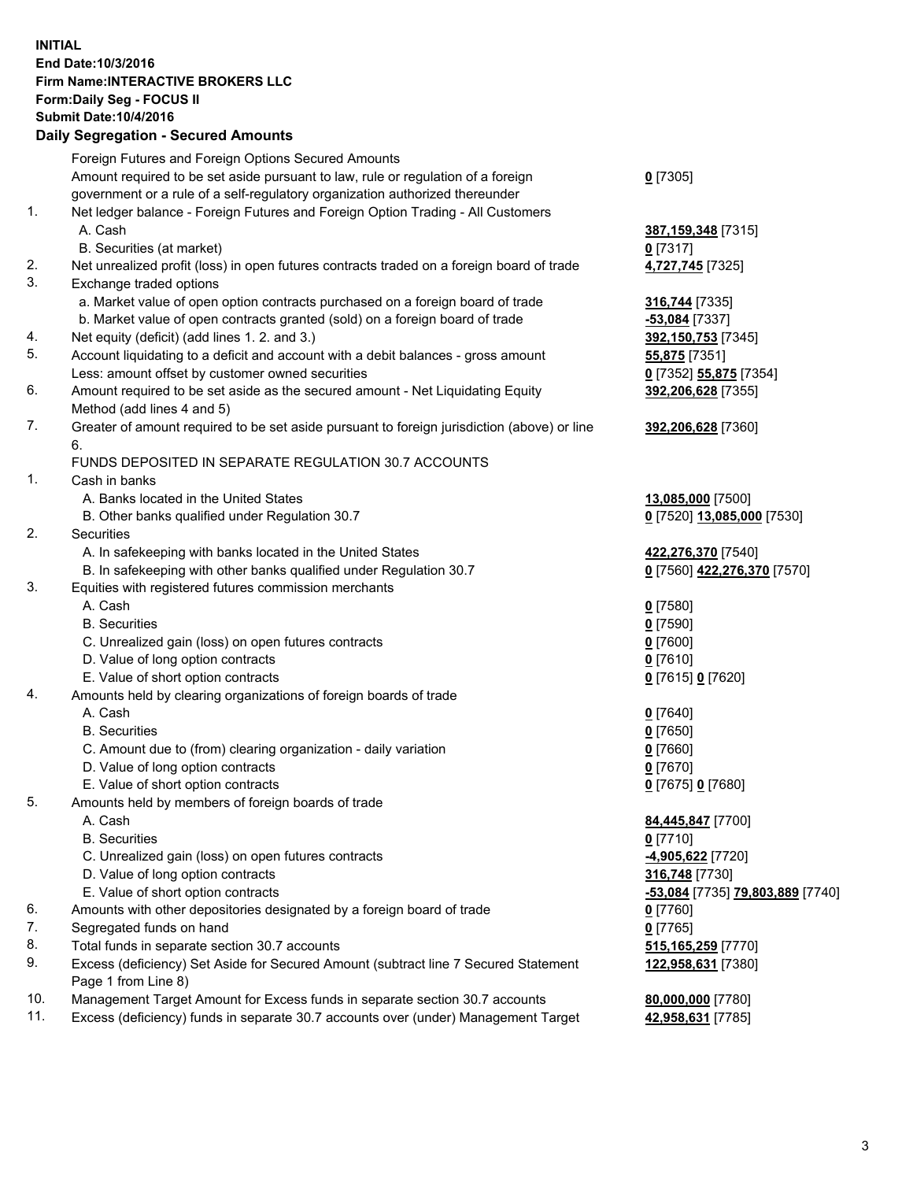**INITIAL**
**End Date:10/3/2016**
**Firm Name:INTERACTIVE BROKERS LLC**
**Form:Daily Seg - FOCUS II**
**Submit Date:10/4/2016**

## Daily Segregation - Secured Amounts

| | | |
|---|---|---|
| | Foreign Futures and Foreign Options Secured Amounts | |
| | Amount required to be set aside pursuant to law, rule or regulation of a foreign government or a rule of a self-regulatory organization authorized thereunder | **0** [7305] |
| 1. | Net ledger balance - Foreign Futures and Foreign Option Trading - All Customers | |
| | A. Cash | **387,159,348** [7315] |
| | B. Securities (at market) | **0** [7317] |
| 2. | Net unrealized profit (loss) in open futures contracts traded on a foreign board of trade | **4,727,745** [7325] |
| 3. | Exchange traded options | |
| | a. Market value of open option contracts purchased on a foreign board of trade | **316,744** [7335] |
| | b. Market value of open contracts granted (sold) on a foreign board of trade | **-53,084** [7337] |
| 4. | Net equity (deficit) (add lines 1. 2. and 3.) | **392,150,753** [7345] |
| 5. | Account liquidating to a deficit and account with a debit balances - gross amount | **55,875** [7351] |
| | Less: amount offset by customer owned securities | **0** [7352] **55,875** [7354] |
| 6. | Amount required to be set aside as the secured amount - Net Liquidating Equity Method (add lines 4 and 5) | **392,206,628** [7355] |
| 7. | Greater of amount required to be set aside pursuant to foreign jurisdiction (above) or line 6. | **392,206,628** [7360] |
| | FUNDS DEPOSITED IN SEPARATE REGULATION 30.7 ACCOUNTS | |
| 1. | Cash in banks | |
| | A. Banks located in the United States | **13,085,000** [7500] |
| | B. Other banks qualified under Regulation 30.7 | **0** [7520] **13,085,000** [7530] |
| 2. | Securities | |
| | A. In safekeeping with banks located in the United States | **422,276,370** [7540] |
| | B. In safekeeping with other banks qualified under Regulation 30.7 | **0** [7560] **422,276,370** [7570] |
| 3. | Equities with registered futures commission merchants | |
| | A. Cash | **0** [7580] |
| | B. Securities | **0** [7590] |
| | C. Unrealized gain (loss) on open futures contracts | **0** [7600] |
| | D. Value of long option contracts | **0** [7610] |
| | E. Value of short option contracts | **0** [7615] **0** [7620] |
| 4. | Amounts held by clearing organizations of foreign boards of trade | |
| | A. Cash | **0** [7640] |
| | B. Securities | **0** [7650] |
| | C. Amount due to (from) clearing organization - daily variation | **0** [7660] |
| | D. Value of long option contracts | **0** [7670] |
| | E. Value of short option contracts | **0** [7675] **0** [7680] |
| 5. | Amounts held by members of foreign boards of trade | |
| | A. Cash | **84,445,847** [7700] |
| | B. Securities | **0** [7710] |
| | C. Unrealized gain (loss) on open futures contracts | **-4,905,622** [7720] |
| | D. Value of long option contracts | **316,748** [7730] |
| | E. Value of short option contracts | **-53,084** [7735] **79,803,889** [7740] |
| 6. | Amounts with other depositories designated by a foreign board of trade | **0** [7760] |
| 7. | Segregated funds on hand | **0** [7765] |
| 8. | Total funds in separate section 30.7 accounts | **515,165,259** [7770] |
| 9. | Excess (deficiency) Set Aside for Secured Amount (subtract line 7 Secured Statement Page 1 from Line 8) | **122,958,631** [7380] |
| 10. | Management Target Amount for Excess funds in separate section 30.7 accounts | **80,000,000** [7780] |
| 11. | Excess (deficiency) funds in separate 30.7 accounts over (under) Management Target | **42,958,631** [7785] |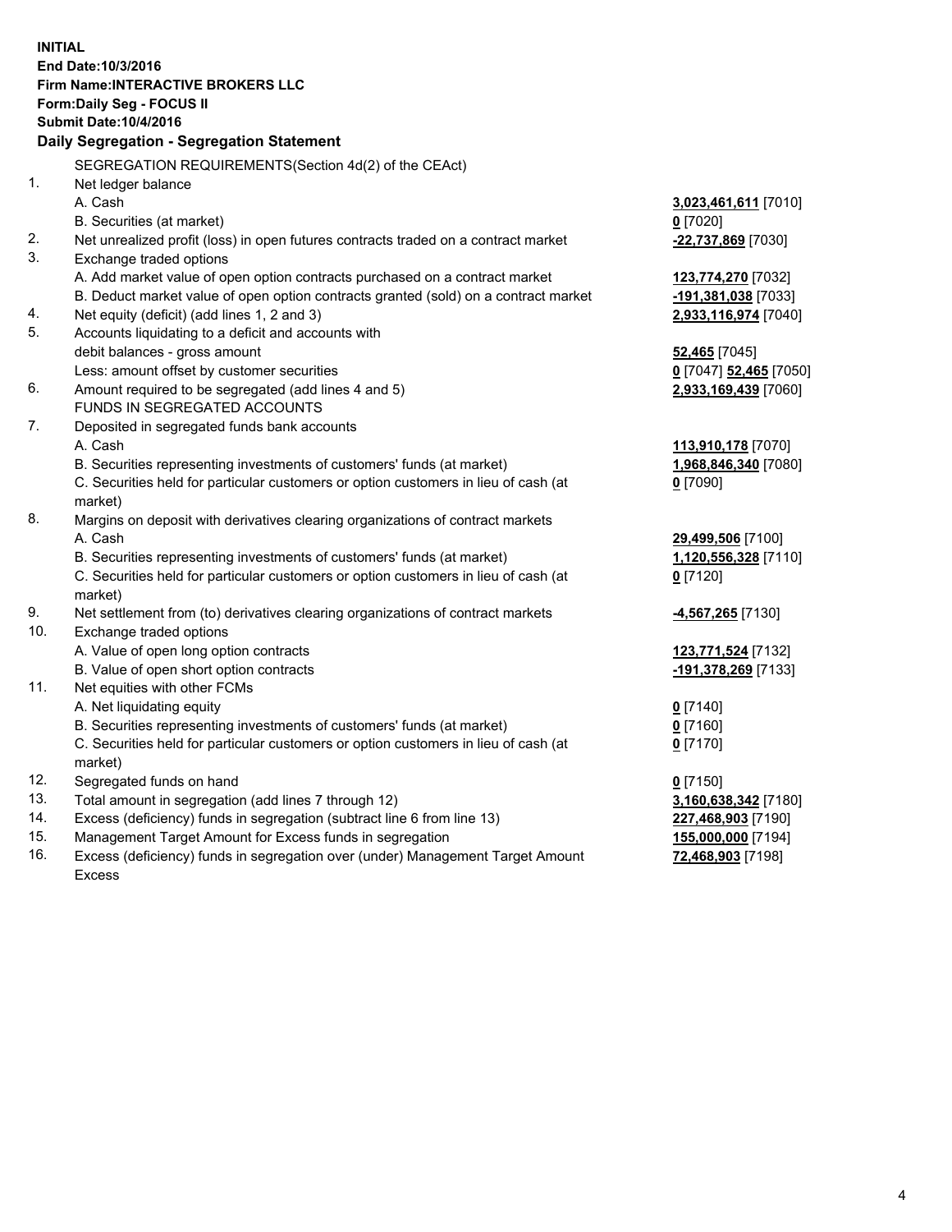**INITIAL**
**End Date:10/3/2016**
**Firm Name:INTERACTIVE BROKERS LLC**
**Form:Daily Seg - FOCUS II**
**Submit Date:10/4/2016**

## Daily Segregation - Segregation Statement

SEGREGATION REQUIREMENTS(Section 4d(2) of the CEAct)

| | | |
|---|---|---|
| 1. | Net ledger balance | |
| | A. Cash | **3,023,461,611** [7010] |
| | B. Securities (at market) | **0** [7020] |
| 2. | Net unrealized profit (loss) in open futures contracts traded on a contract market | **-22,737,869** [7030] |
| 3. | Exchange traded options | |
| | A. Add market value of open option contracts purchased on a contract market | **123,774,270** [7032] |
| | B. Deduct market value of open option contracts granted (sold) on a contract market | **-191,381,038** [7033] |
| 4. | Net equity (deficit) (add lines 1, 2 and 3) | **2,933,116,974** [7040] |
| 5. | Accounts liquidating to a deficit and accounts with debit balances - gross amount | **52,465** [7045] |
| | Less: amount offset by customer securities | **0** [7047] **52,465** [7050] |
| 6. | Amount required to be segregated (add lines 4 and 5) | **2,933,169,439** [7060] |
| | FUNDS IN SEGREGATED ACCOUNTS | |
| 7. | Deposited in segregated funds bank accounts | |
| | A. Cash | **113,910,178** [7070] |
| | B. Securities representing investments of customers' funds (at market) | **1,968,846,340** [7080] |
| | C. Securities held for particular customers or option customers in lieu of cash (at market) | **0** [7090] |
| 8. | Margins on deposit with derivatives clearing organizations of contract markets | |
| | A. Cash | **29,499,506** [7100] |
| | B. Securities representing investments of customers' funds (at market) | **1,120,556,328** [7110] |
| | C. Securities held for particular customers or option customers in lieu of cash (at market) | **0** [7120] |
| 9. | Net settlement from (to) derivatives clearing organizations of contract markets | **-4,567,265** [7130] |
| 10. | Exchange traded options | |
| | A. Value of open long option contracts | **123,771,524** [7132] |
| | B. Value of open short option contracts | **-191,378,269** [7133] |
| 11. | Net equities with other FCMs | |
| | A. Net liquidating equity | **0** [7140] |
| | B. Securities representing investments of customers' funds (at market) | **0** [7160] |
| | C. Securities held for particular customers or option customers in lieu of cash (at market) | **0** [7170] |
| 12. | Segregated funds on hand | **0** [7150] |
| 13. | Total amount in segregation (add lines 7 through 12) | **3,160,638,342** [7180] |
| 14. | Excess (deficiency) funds in segregation (subtract line 6 from line 13) | **227,468,903** [7190] |
| 15. | Management Target Amount for Excess funds in segregation | **155,000,000** [7194] |
| 16. | Excess (deficiency) funds in segregation over (under) Management Target Amount Excess | **72,468,903** [7198] |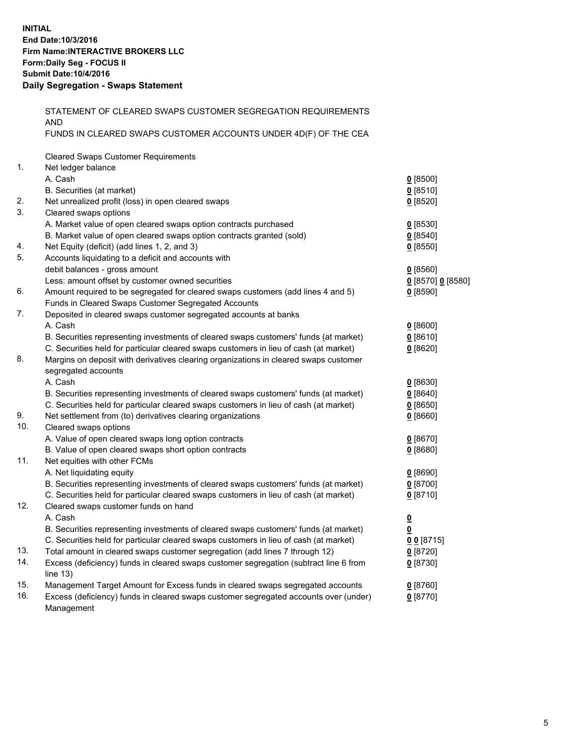**INITIAL**
**End Date:10/3/2016**
**Firm Name:INTERACTIVE BROKERS LLC**
**Form:Daily Seg - FOCUS II**
**Submit Date:10/4/2016**
**Daily Segregation - Swaps Statement**

STATEMENT OF CLEARED SWAPS CUSTOMER SEGREGATION REQUIREMENTS AND FUNDS IN CLEARED SWAPS CUSTOMER ACCOUNTS UNDER 4D(F) OF THE CEA

| | | |
|---|---|---|
| | Cleared Swaps Customer Requirements | |
| 1. | Net ledger balance | |
| | A. Cash | 0 [8500] |
| | B. Securities (at market) | 0 [8510] |
| 2. | Net unrealized profit (loss) in open cleared swaps | 0 [8520] |
| 3. | Cleared swaps options | |
| | A. Market value of open cleared swaps option contracts purchased | 0 [8530] |
| | B. Market value of open cleared swaps option contracts granted (sold) | 0 [8540] |
| 4. | Net Equity (deficit) (add lines 1, 2, and 3) | 0 [8550] |
| 5. | Accounts liquidating to a deficit and accounts with | |
| | debit balances - gross amount | 0 [8560] |
| | Less: amount offset by customer owned securities | 0 [8570] 0 [8580] |
| 6. | Amount required to be segregated for cleared swaps customers (add lines 4 and 5) | 0 [8590] |
| | Funds in Cleared Swaps Customer Segregated Accounts | |
| 7. | Deposited in cleared swaps customer segregated accounts at banks | |
| | A. Cash | 0 [8600] |
| | B. Securities representing investments of cleared swaps customers' funds (at market) | 0 [8610] |
| | C. Securities held for particular cleared swaps customers in lieu of cash (at market) | 0 [8620] |
| 8. | Margins on deposit with derivatives clearing organizations in cleared swaps customer segregated accounts | |
| | A. Cash | 0 [8630] |
| | B. Securities representing investments of cleared swaps customers' funds (at market) | 0 [8640] |
| | C. Securities held for particular cleared swaps customers in lieu of cash (at market) | 0 [8650] |
| 9. | Net settlement from (to) derivatives clearing organizations | 0 [8660] |
| 10. | Cleared swaps options | |
| | A. Value of open cleared swaps long option contracts | 0 [8670] |
| | B. Value of open cleared swaps short option contracts | 0 [8680] |
| 11. | Net equities with other FCMs | |
| | A. Net liquidating equity | 0 [8690] |
| | B. Securities representing investments of cleared swaps customers' funds (at market) | 0 [8700] |
| | C. Securities held for particular cleared swaps customers in lieu of cash (at market) | 0 [8710] |
| 12. | Cleared swaps customer funds on hand | |
| | A. Cash | 0 |
| | B. Securities representing investments of cleared swaps customers' funds (at market) | 0 |
| | C. Securities held for particular cleared swaps customers in lieu of cash (at market) | 0 0 [8715] |
| 13. | Total amount in cleared swaps customer segregation (add lines 7 through 12) | 0 [8720] |
| 14. | Excess (deficiency) funds in cleared swaps customer segregation (subtract line 6 from line 13) | 0 [8730] |
| 15. | Management Target Amount for Excess funds in cleared swaps segregated accounts | 0 [8760] |
| 16. | Excess (deficiency) funds in cleared swaps customer segregated accounts over (under) Management | 0 [8770] |